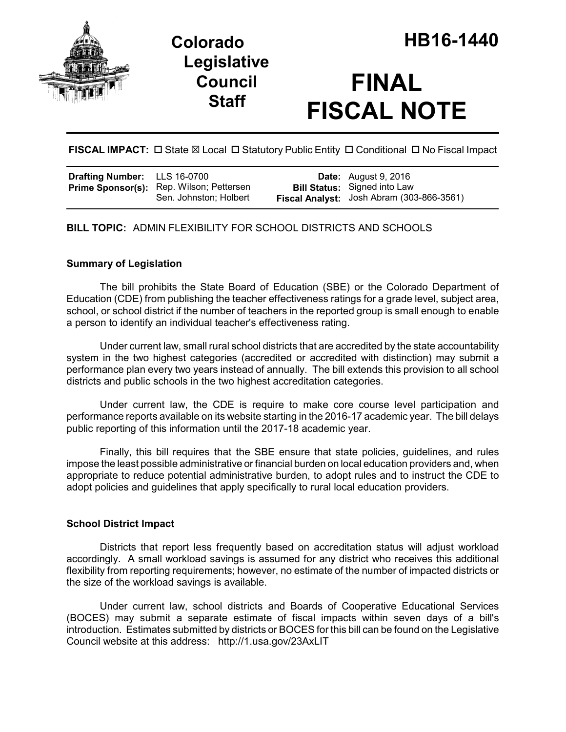# Colorado Legislative Council Staff

# HB16-1440

# FINAL FISCAL NOTE

**FISCAL IMPACT:** ☐ State ☒ Local ☐ Statutory Public Entity ☐ Conditional ☐ No Fiscal Impact

| | | | |
|---|---|---|---|
| **Drafting Number:** | LLS 16-0700 | **Date:** | August 9, 2016 |
| **Prime Sponsor(s):** | Rep. Wilson; Pettersen<br>Sen. Johnston; Holbert | **Bill Status:** | Signed into Law |
| | | **Fiscal Analyst:** | Josh Abram (303-866-3561) |

**BILL TOPIC:** ADMIN FLEXIBILITY FOR SCHOOL DISTRICTS AND SCHOOLS

### Summary of Legislation

The bill prohibits the State Board of Education (SBE) or the Colorado Department of Education (CDE) from publishing the teacher effectiveness ratings for a grade level, subject area, school, or school district if the number of teachers in the reported group is small enough to enable a person to identify an individual teacher's effectiveness rating.

Under current law, small rural school districts that are accredited by the state accountability system in the two highest categories (accredited or accredited with distinction) may submit a performance plan every two years instead of annually. The bill extends this provision to all school districts and public schools in the two highest accreditation categories.

Under current law, the CDE is require to make core course level participation and performance reports available on its website starting in the 2016-17 academic year. The bill delays public reporting of this information until the 2017-18 academic year.

Finally, this bill requires that the SBE ensure that state policies, guidelines, and rules impose the least possible administrative or financial burden on local education providers and, when appropriate to reduce potential administrative burden, to adopt rules and to instruct the CDE to adopt policies and guidelines that apply specifically to rural local education providers.

### School District Impact

Districts that report less frequently based on accreditation status will adjust workload accordingly. A small workload savings is assumed for any district who receives this additional flexibility from reporting requirements; however, no estimate of the number of impacted districts or the size of the workload savings is available.

Under current law, school districts and Boards of Cooperative Educational Services (BOCES) may submit a separate estimate of fiscal impacts within seven days of a bill's introduction. Estimates submitted by districts or BOCES for this bill can be found on the Legislative Council website at this address: http://1.usa.gov/23AxLIT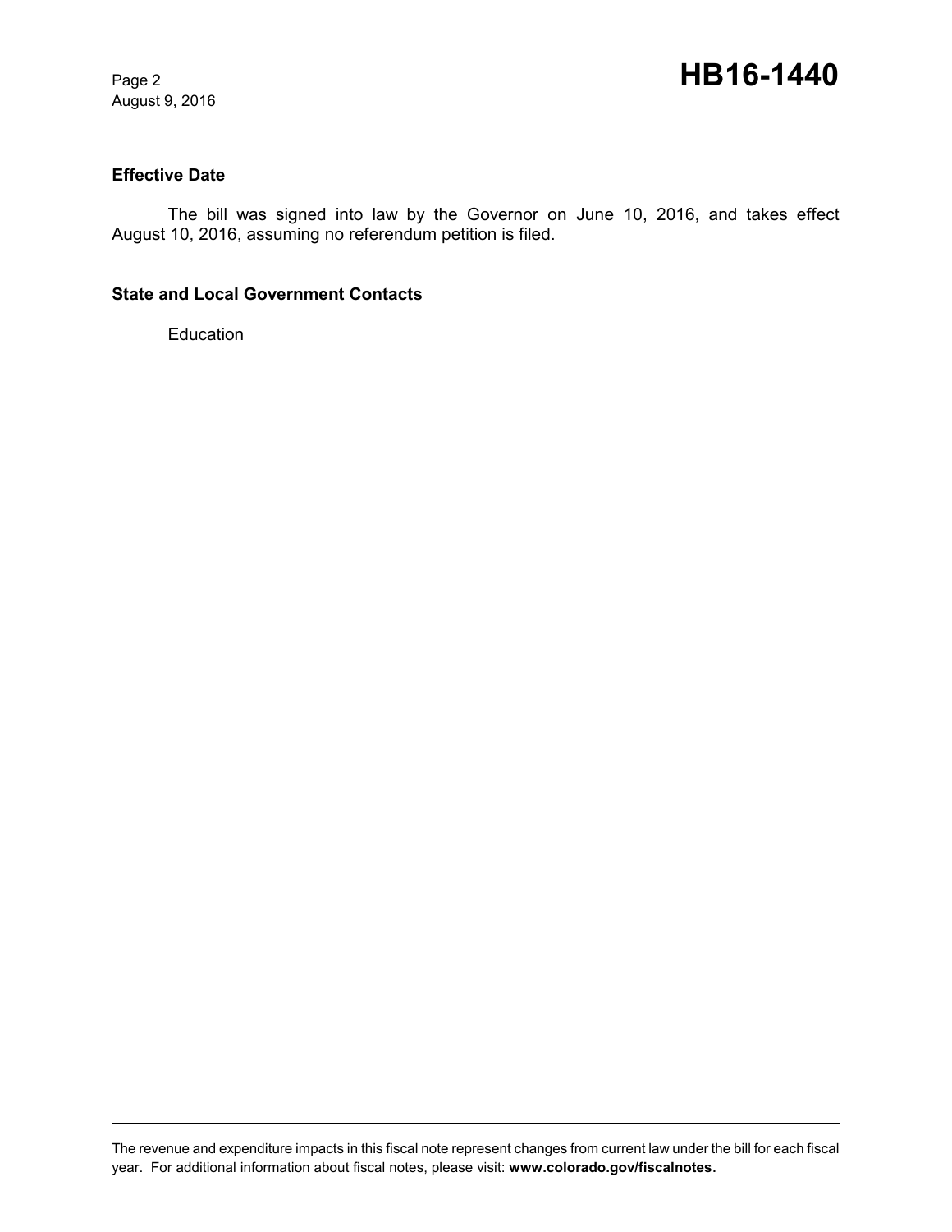**Effective Date**

The bill was signed into law by the Governor on June 10, 2016, and takes effect August 10, 2016, assuming no referendum petition is filed.

**State and Local Government Contacts**

Education

The revenue and expenditure impacts in this fiscal note represent changes from current law under the bill for each fiscal year. For additional information about fiscal notes, please visit: **www.colorado.gov/fiscalnotes.**